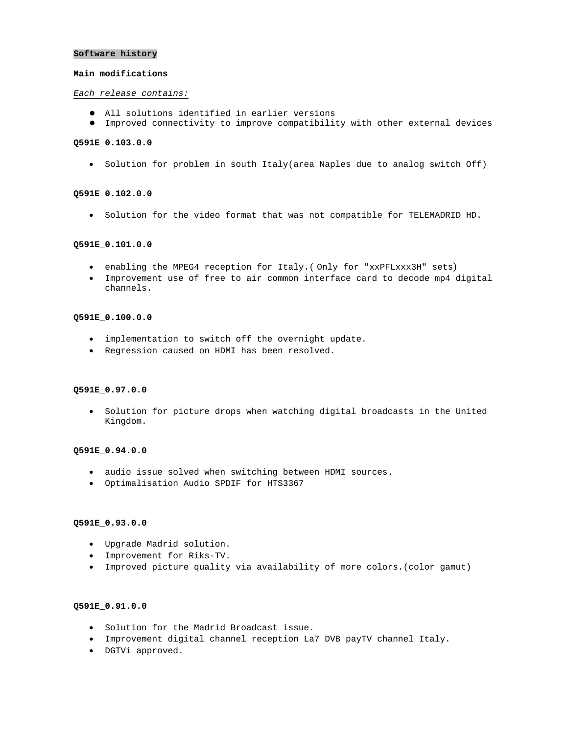**Software history**

**Main modifications**

*Each release contains:*

- All solutions identified in earlier versions
- Improved connectivity to improve compatibility with other external devices

**Q591E_0.103.0.0**

- Solution for problem in south Italy(area Naples due to analog switch Off)

**Q591E_0.102.0.0**

- Solution for the video format that was not compatible for TELEMADRID HD.

**Q591E_0.101.0.0**

- enabling the MPEG4 reception for Italy.( Only for "xxPFLxxx3H" sets)
- Improvement use of free to air common interface card to decode mp4 digital channels.

**Q591E_0.100.0.0**

- implementation to switch off the overnight update.
- Regression caused on HDMI has been resolved.

**Q591E_0.97.0.0**

- Solution for picture drops when watching digital broadcasts in the United Kingdom.

**Q591E_0.94.0.0**

- audio issue solved when switching between HDMI sources.
- Optimalisation Audio SPDIF for HTS3367

**Q591E_0.93.0.0**

- Upgrade Madrid solution.
- Improvement for Riks-TV.
- Improved picture quality via availability of more colors.(color gamut)

**Q591E_0.91.0.0**

- Solution for the Madrid Broadcast issue.
- Improvement digital channel reception La7 DVB payTV channel Italy.
- DGTVi approved.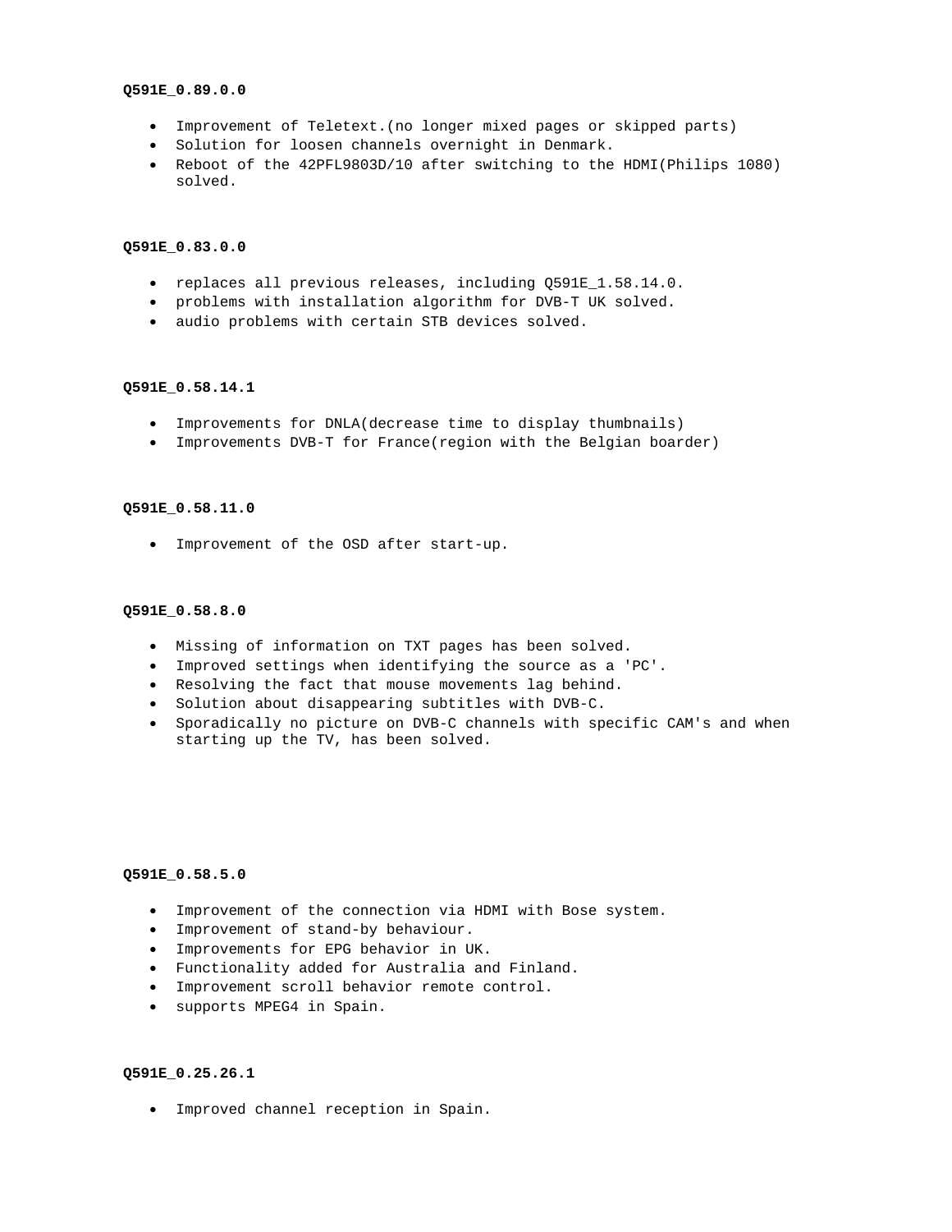**Q591E_0.89.0.0**

- Improvement of Teletext.(no longer mixed pages or skipped parts)
- Solution for loosen channels overnight in Denmark.
- Reboot of the 42PFL9803D/10 after switching to the HDMI(Philips 1080) solved.

**Q591E_0.83.0.0**

- replaces all previous releases, including Q591E_1.58.14.0.
- problems with installation algorithm for DVB-T UK solved.
- audio problems with certain STB devices solved.

**Q591E_0.58.14.1**

- Improvements for DNLA(decrease time to display thumbnails)
- Improvements DVB-T for France(region with the Belgian boarder)

**Q591E_0.58.11.0**

- Improvement of the OSD after start-up.

**Q591E_0.58.8.0**

- Missing of information on TXT pages has been solved.
- Improved settings when identifying the source as a 'PC'.
- Resolving the fact that mouse movements lag behind.
- Solution about disappearing subtitles with DVB-C.
- Sporadically no picture on DVB-C channels with specific CAM's and when starting up the TV, has been solved.

**Q591E_0.58.5.0**

- Improvement of the connection via HDMI with Bose system.
- Improvement of stand-by behaviour.
- Improvements for EPG behavior in UK.
- Functionality added for Australia and Finland.
- Improvement scroll behavior remote control.
- supports MPEG4 in Spain.

**Q591E_0.25.26.1**

- Improved channel reception in Spain.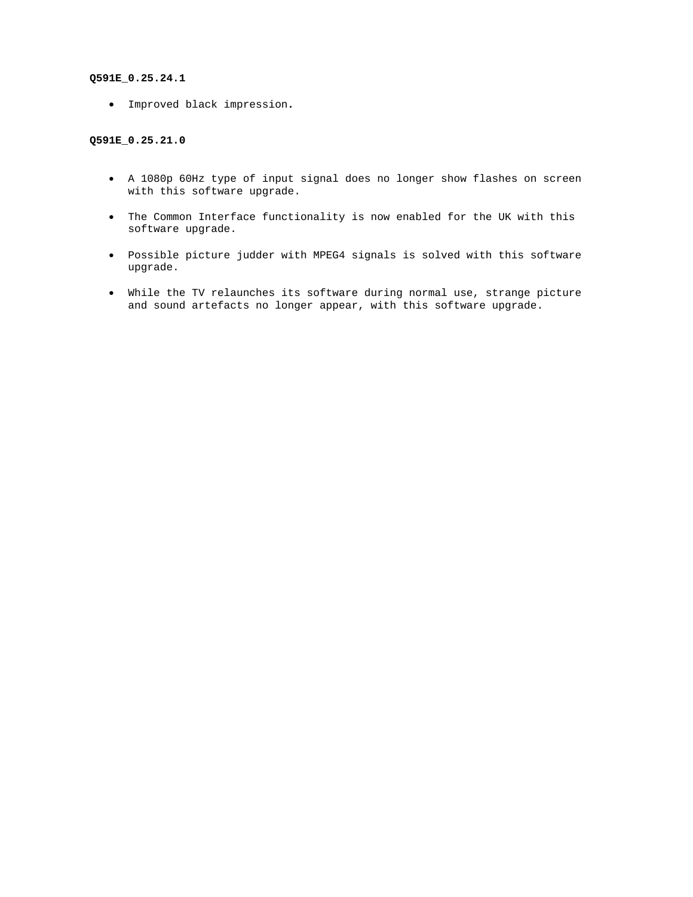**Q591E_0.25.24.1**

- Improved black impression.

**Q591E_0.25.21.0**

- A 1080p 60Hz type of input signal does no longer show flashes on screen with this software upgrade.
- The Common Interface functionality is now enabled for the UK with this software upgrade.
- Possible picture judder with MPEG4 signals is solved with this software upgrade.
- While the TV relaunches its software during normal use, strange picture and sound artefacts no longer appear, with this software upgrade.